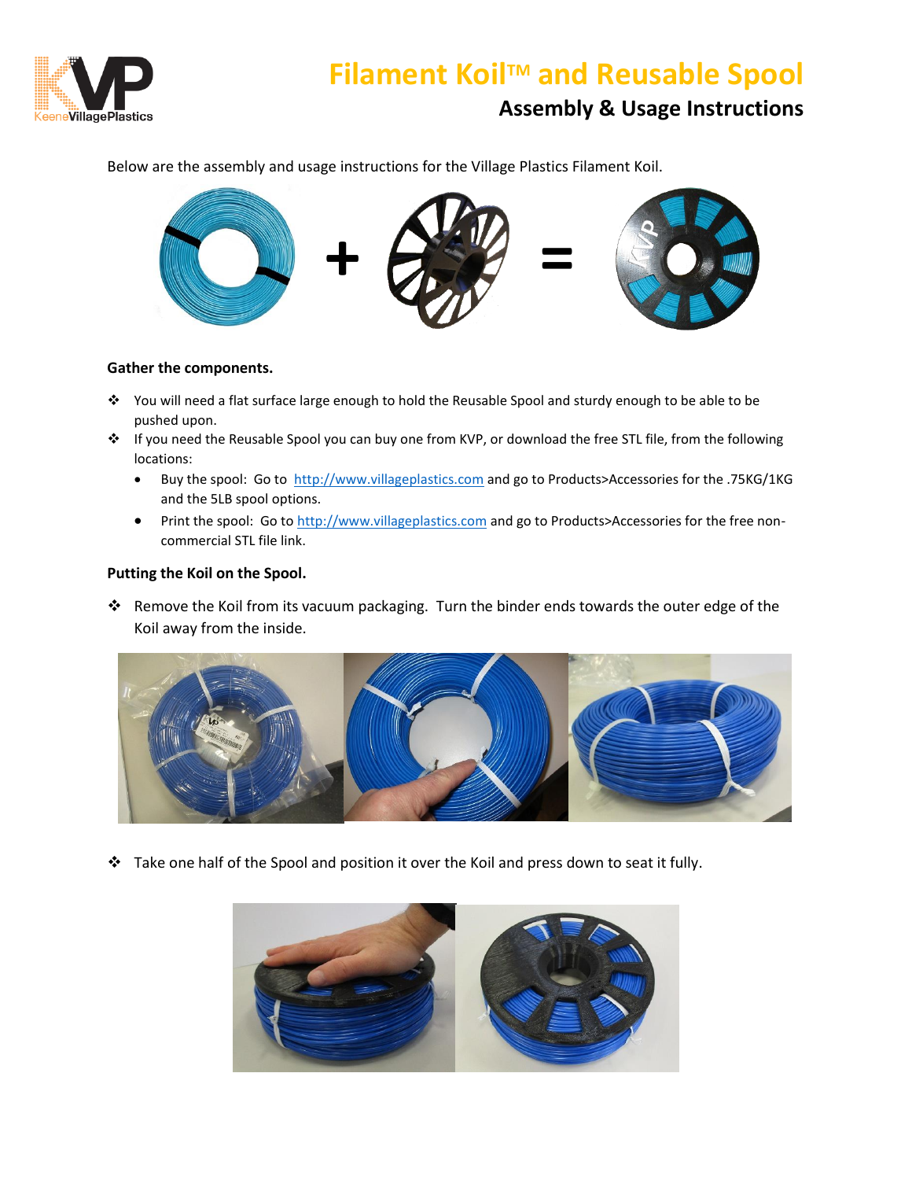# Filament Koil™ and Reusable Spool

## Assembly & Usage Instructions

Below are the assembly and usage instructions for the Village Plastics Filament Koil.

**Gather the components.**

- You will need a flat surface large enough to hold the Reusable Spool and sturdy enough to be able to be pushed upon.
- If you need the Reusable Spool you can buy one from KVP, or download the free STL file, from the following locations:
  - Buy the spool: Go to http://www.villageplastics.com and go to Products>Accessories for the .75KG/1KG and the 5LB spool options.
  - Print the spool: Go to http://www.villageplastics.com and go to Products>Accessories for the free non-commercial STL file link.

**Putting the Koil on the Spool.**

- Remove the Koil from its vacuum packaging. Turn the binder ends towards the outer edge of the Koil away from the inside.

- Take one half of the Spool and position it over the Koil and press down to seat it fully.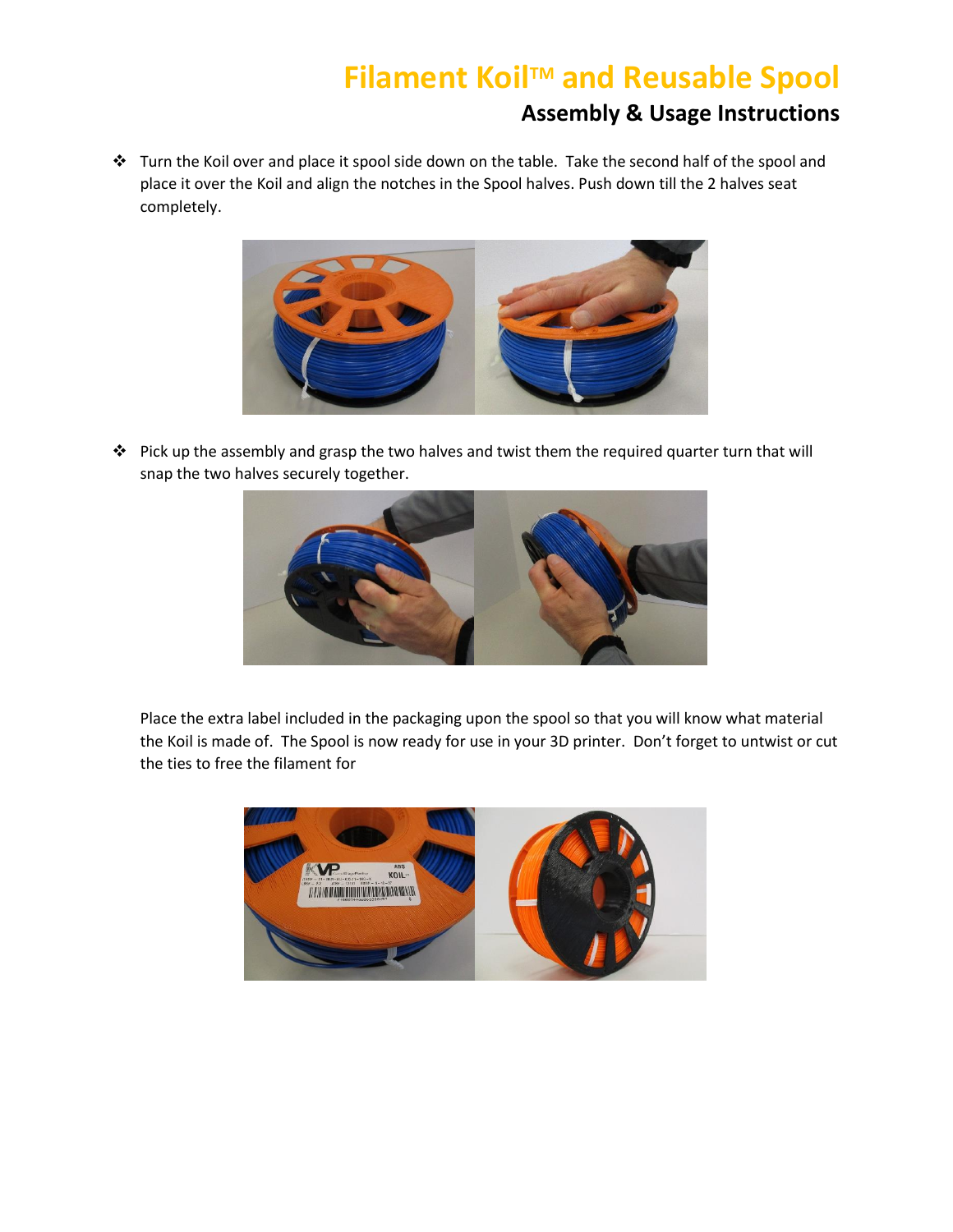# Filament Koil™ and Reusable Spool

## Assembly & Usage Instructions

- Turn the Koil over and place it spool side down on the table. Take the second half of the spool and place it over the Koil and align the notches in the Spool halves. Push down till the 2 halves seat completely.

- Pick up the assembly and grasp the two halves and twist them the required quarter turn that will snap the two halves securely together.

Place the extra label included in the packaging upon the spool so that you will know what material the Koil is made of. The Spool is now ready for use in your 3D printer. Don't forget to untwist or cut the ties to free the filament for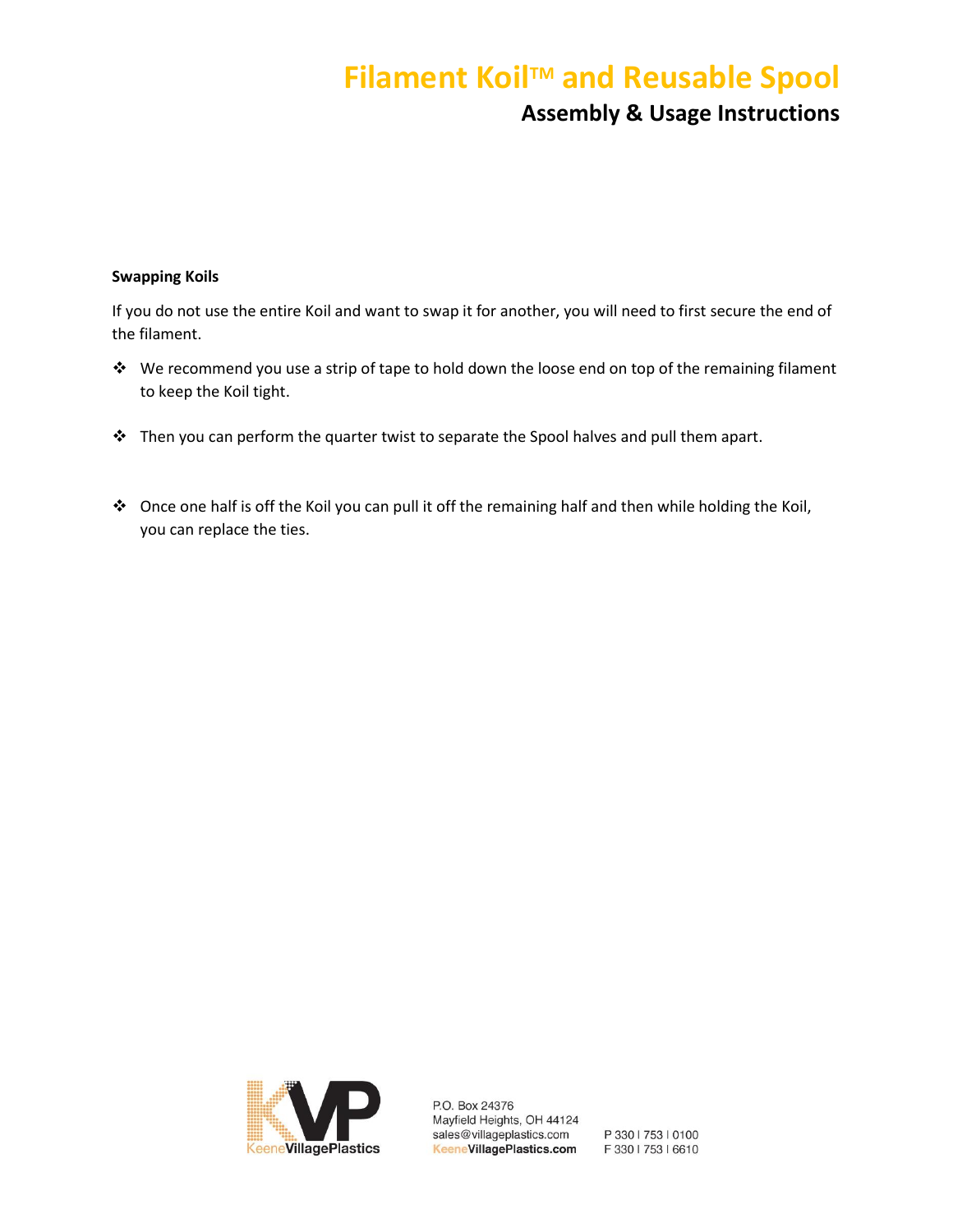### Swapping Koils

If you do not use the entire Koil and want to swap it for another, you will need to first secure the end of the filament.

- We recommend you use a strip of tape to hold down the loose end on top of the remaining filament to keep the Koil tight.
- Then you can perform the quarter twist to separate the Spool halves and pull them apart.
- Once one half is off the Koil you can pull it off the remaining half and then while holding the Koil, you can replace the ties.